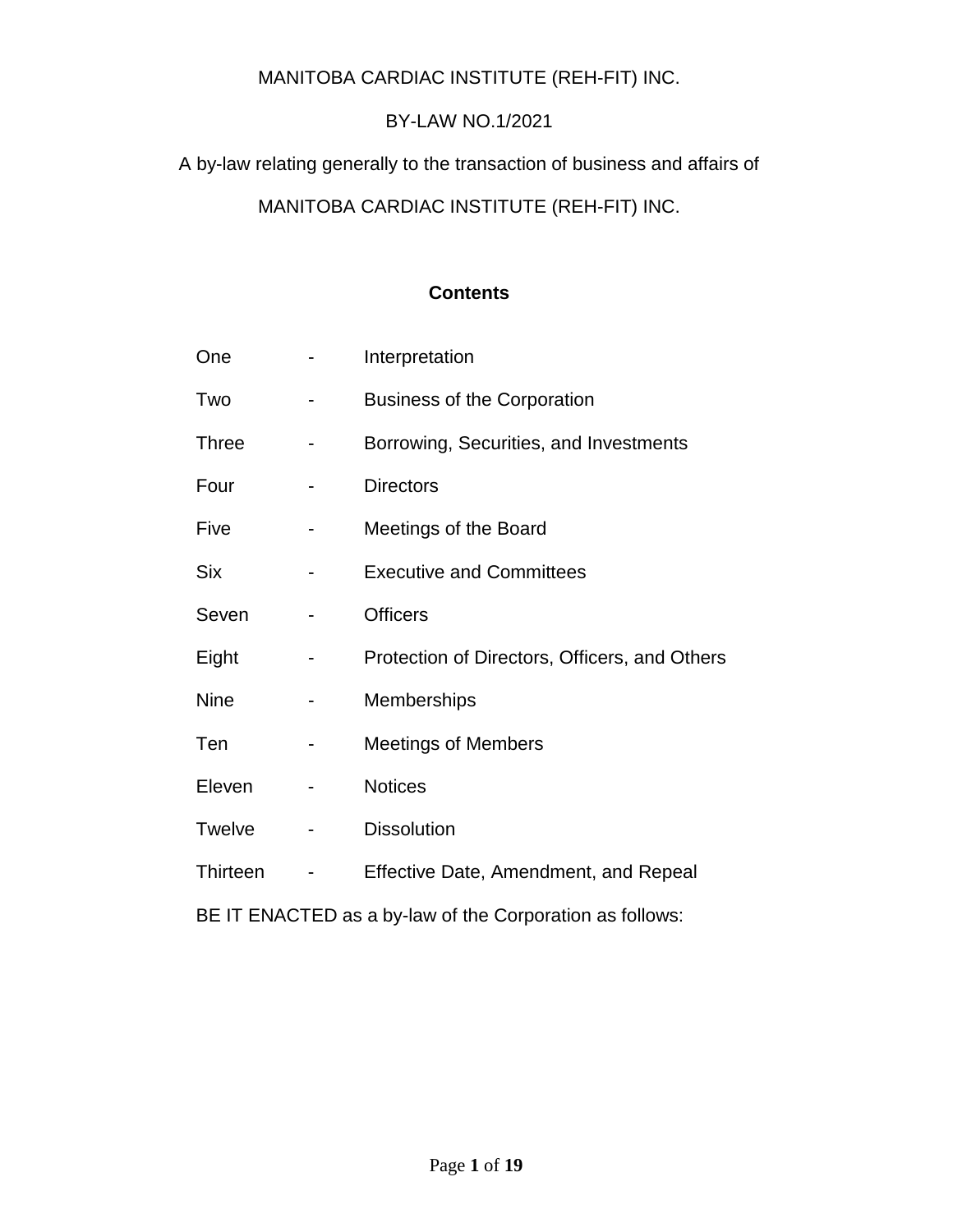# MANITOBA CARDIAC INSTITUTE (REH-FIT) INC.

## BY-LAW NO.1/2021

A by-law relating generally to the transaction of business and affairs of

MANITOBA CARDIAC INSTITUTE (REH-FIT) INC.

### Contents

| | | |
|---|---|---|
| One | - | Interpretation |
| Two | - | Business of the Corporation |
| Three | - | Borrowing, Securities, and Investments |
| Four | - | Directors |
| Five | - | Meetings of the Board |
| Six | - | Executive and Committees |
| Seven | - | Officers |
| Eight | - | Protection of Directors, Officers, and Others |
| Nine | - | Memberships |
| Ten | - | Meetings of Members |
| Eleven | - | Notices |
| Twelve | - | Dissolution |
| Thirteen | - | Effective Date, Amendment, and Repeal |

BE IT ENACTED as a by-law of the Corporation as follows: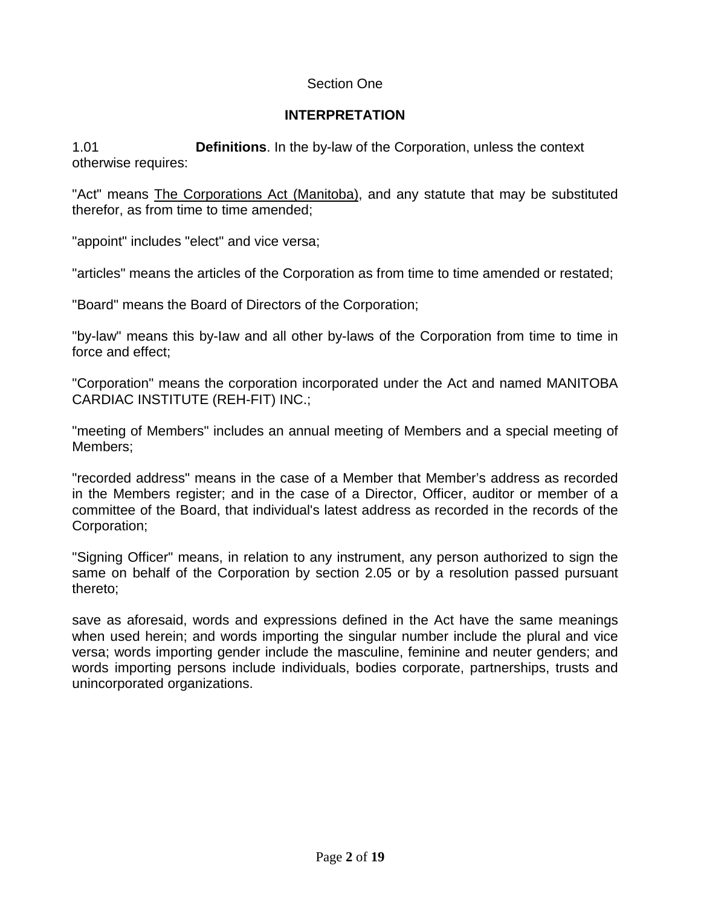## Section One

## INTERPRETATION

1.01 **Definitions**. In the by-law of the Corporation, unless the context otherwise requires:

"Act" means The Corporations Act (Manitoba), and any statute that may be substituted therefor, as from time to time amended;

"appoint" includes "elect" and vice versa;

"articles" means the articles of the Corporation as from time to time amended or restated;

"Board" means the Board of Directors of the Corporation;

"by-law" means this by-law and all other by-laws of the Corporation from time to time in force and effect;

"Corporation" means the corporation incorporated under the Act and named MANITOBA CARDIAC INSTITUTE (REH-FIT) INC.;

"meeting of Members" includes an annual meeting of Members and a special meeting of Members;

"recorded address" means in the case of a Member that Member's address as recorded in the Members register; and in the case of a Director, Officer, auditor or member of a committee of the Board, that individual's latest address as recorded in the records of the Corporation;

"Signing Officer" means, in relation to any instrument, any person authorized to sign the same on behalf of the Corporation by section 2.05 or by a resolution passed pursuant thereto;

save as aforesaid, words and expressions defined in the Act have the same meanings when used herein; and words importing the singular number include the plural and vice versa; words importing gender include the masculine, feminine and neuter genders; and words importing persons include individuals, bodies corporate, partnerships, trusts and unincorporated organizations.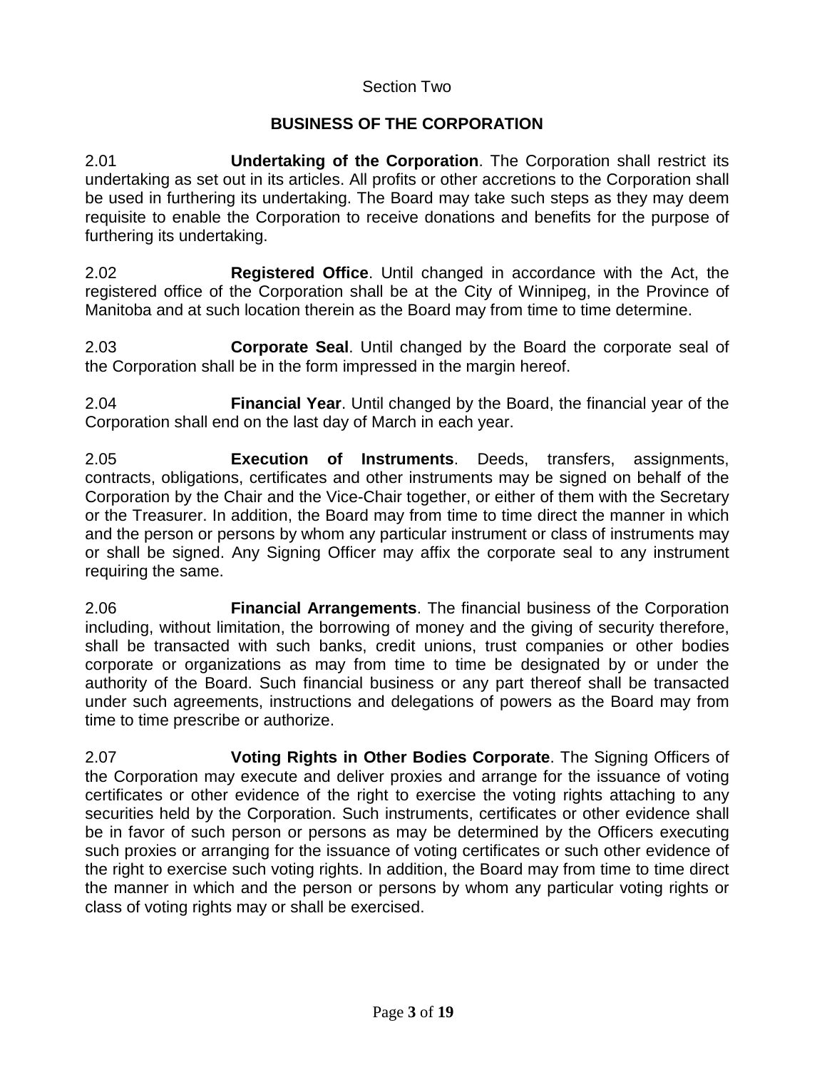Section Two

## BUSINESS OF THE CORPORATION

2.01 **Undertaking of the Corporation**. The Corporation shall restrict its undertaking as set out in its articles. All profits or other accretions to the Corporation shall be used in furthering its undertaking. The Board may take such steps as they may deem requisite to enable the Corporation to receive donations and benefits for the purpose of furthering its undertaking.

2.02 **Registered Office**. Until changed in accordance with the Act, the registered office of the Corporation shall be at the City of Winnipeg, in the Province of Manitoba and at such location therein as the Board may from time to time determine.

2.03 **Corporate Seal**. Until changed by the Board the corporate seal of the Corporation shall be in the form impressed in the margin hereof.

2.04 **Financial Year**. Until changed by the Board, the financial year of the Corporation shall end on the last day of March in each year.

2.05 **Execution of Instruments**. Deeds, transfers, assignments, contracts, obligations, certificates and other instruments may be signed on behalf of the Corporation by the Chair and the Vice-Chair together, or either of them with the Secretary or the Treasurer. In addition, the Board may from time to time direct the manner in which and the person or persons by whom any particular instrument or class of instruments may or shall be signed. Any Signing Officer may affix the corporate seal to any instrument requiring the same.

2.06 **Financial Arrangements**. The financial business of the Corporation including, without limitation, the borrowing of money and the giving of security therefore, shall be transacted with such banks, credit unions, trust companies or other bodies corporate or organizations as may from time to time be designated by or under the authority of the Board. Such financial business or any part thereof shall be transacted under such agreements, instructions and delegations of powers as the Board may from time to time prescribe or authorize.

2.07 **Voting Rights in Other Bodies Corporate**. The Signing Officers of the Corporation may execute and deliver proxies and arrange for the issuance of voting certificates or other evidence of the right to exercise the voting rights attaching to any securities held by the Corporation. Such instruments, certificates or other evidence shall be in favor of such person or persons as may be determined by the Officers executing such proxies or arranging for the issuance of voting certificates or such other evidence of the right to exercise such voting rights. In addition, the Board may from time to time direct the manner in which and the person or persons by whom any particular voting rights or class of voting rights may or shall be exercised.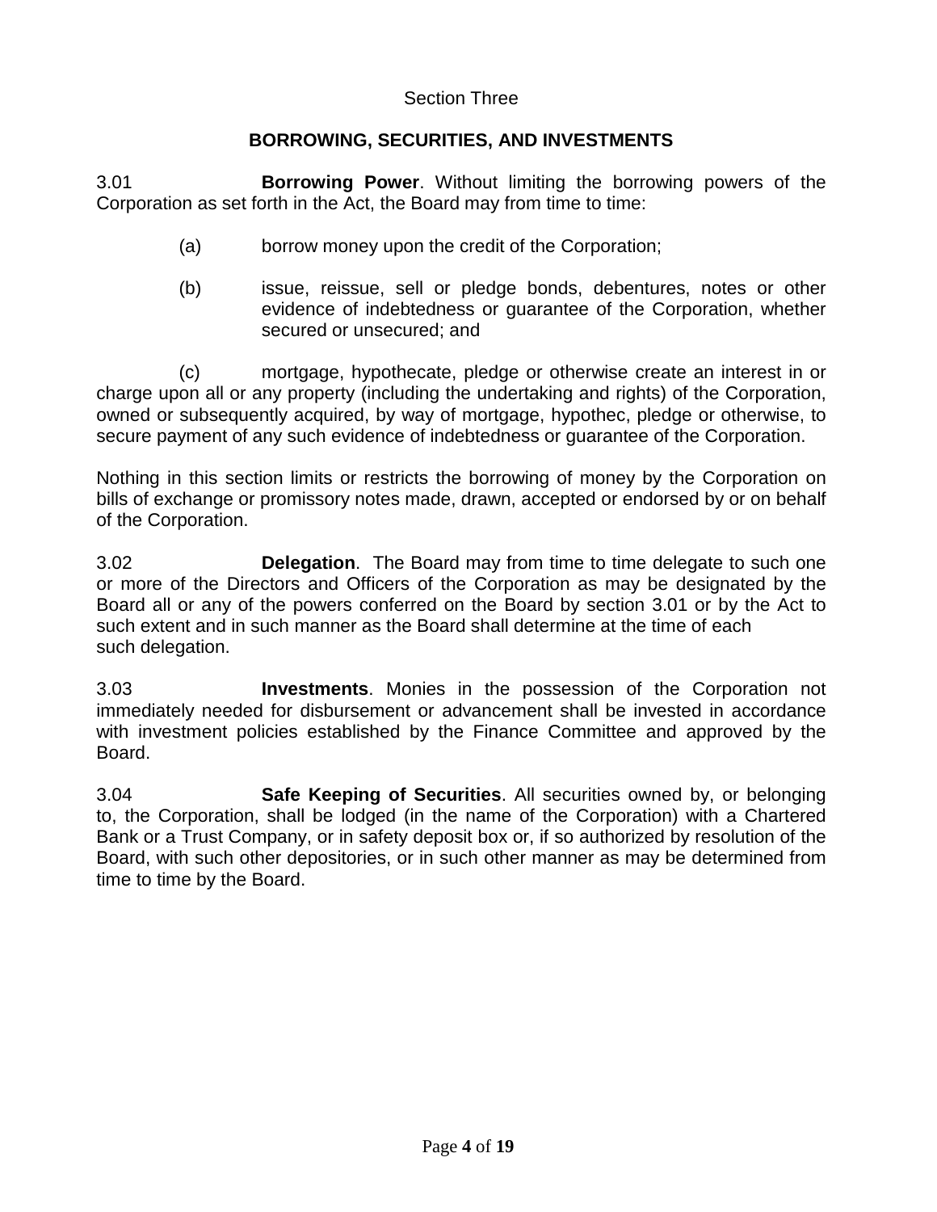Section Three

## BORROWING, SECURITIES, AND INVESTMENTS

3.01 **Borrowing Power**. Without limiting the borrowing powers of the Corporation as set forth in the Act, the Board may from time to time:

(a) borrow money upon the credit of the Corporation;

(b) issue, reissue, sell or pledge bonds, debentures, notes or other evidence of indebtedness or guarantee of the Corporation, whether secured or unsecured; and

(c) mortgage, hypothecate, pledge or otherwise create an interest in or charge upon all or any property (including the undertaking and rights) of the Corporation, owned or subsequently acquired, by way of mortgage, hypothec, pledge or otherwise, to secure payment of any such evidence of indebtedness or guarantee of the Corporation.

Nothing in this section limits or restricts the borrowing of money by the Corporation on bills of exchange or promissory notes made, drawn, accepted or endorsed by or on behalf of the Corporation.

3.02 **Delegation**. The Board may from time to time delegate to such one or more of the Directors and Officers of the Corporation as may be designated by the Board all or any of the powers conferred on the Board by section 3.01 or by the Act to such extent and in such manner as the Board shall determine at the time of each such delegation.

3.03 **Investments**. Monies in the possession of the Corporation not immediately needed for disbursement or advancement shall be invested in accordance with investment policies established by the Finance Committee and approved by the Board.

3.04 **Safe Keeping of Securities**. All securities owned by, or belonging to, the Corporation, shall be lodged (in the name of the Corporation) with a Chartered Bank or a Trust Company, or in safety deposit box or, if so authorized by resolution of the Board, with such other depositories, or in such other manner as may be determined from time to time by the Board.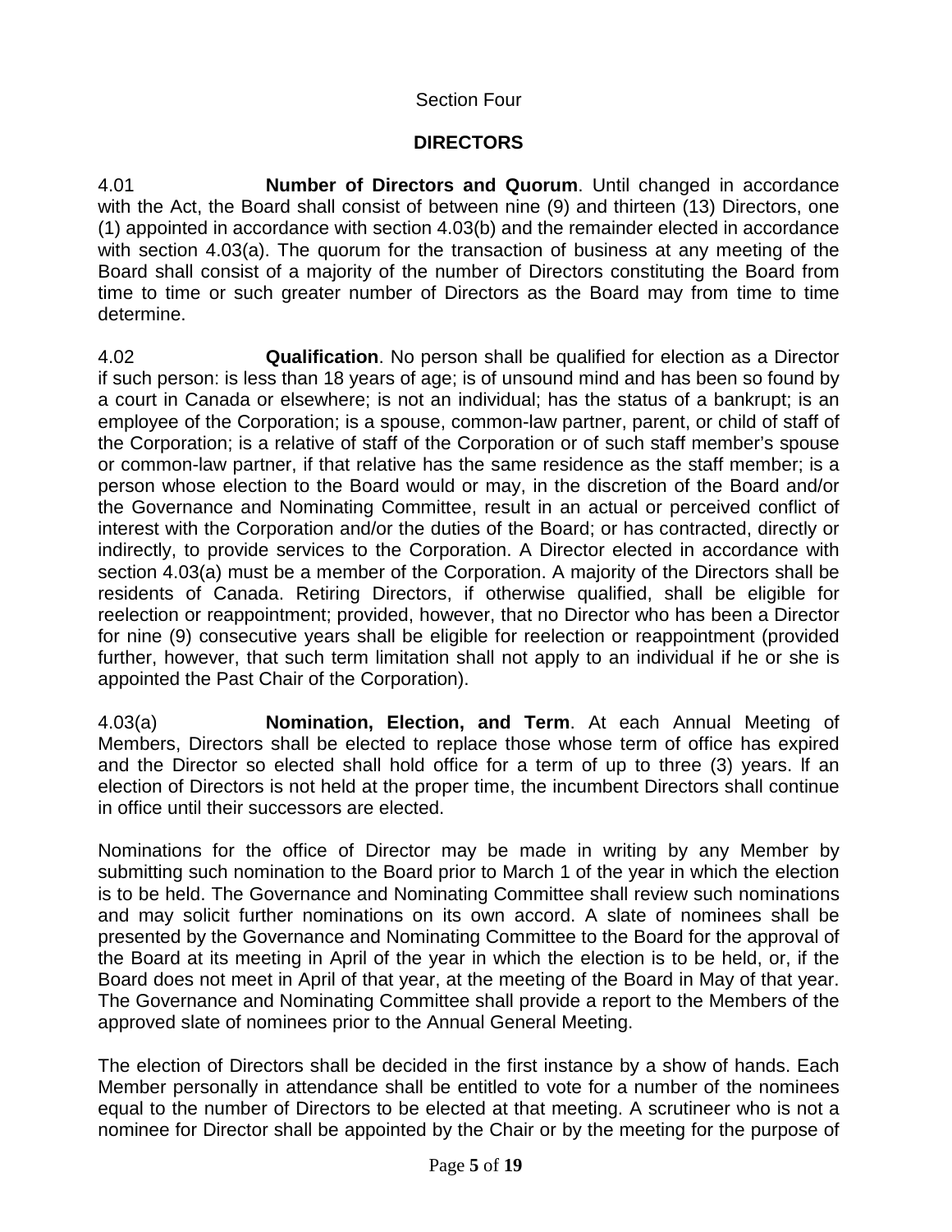Section Four

## DIRECTORS

4.01 **Number of Directors and Quorum**. Until changed in accordance with the Act, the Board shall consist of between nine (9) and thirteen (13) Directors, one (1) appointed in accordance with section 4.03(b) and the remainder elected in accordance with section 4.03(a). The quorum for the transaction of business at any meeting of the Board shall consist of a majority of the number of Directors constituting the Board from time to time or such greater number of Directors as the Board may from time to time determine.

4.02 **Qualification**. No person shall be qualified for election as a Director if such person: is less than 18 years of age; is of unsound mind and has been so found by a court in Canada or elsewhere; is not an individual; has the status of a bankrupt; is an employee of the Corporation; is a spouse, common-law partner, parent, or child of staff of the Corporation; is a relative of staff of the Corporation or of such staff member's spouse or common-law partner, if that relative has the same residence as the staff member; is a person whose election to the Board would or may, in the discretion of the Board and/or the Governance and Nominating Committee, result in an actual or perceived conflict of interest with the Corporation and/or the duties of the Board; or has contracted, directly or indirectly, to provide services to the Corporation. A Director elected in accordance with section 4.03(a) must be a member of the Corporation. A majority of the Directors shall be residents of Canada. Retiring Directors, if otherwise qualified, shall be eligible for reelection or reappointment; provided, however, that no Director who has been a Director for nine (9) consecutive years shall be eligible for reelection or reappointment (provided further, however, that such term limitation shall not apply to an individual if he or she is appointed the Past Chair of the Corporation).

4.03(a) **Nomination, Election, and Term**. At each Annual Meeting of Members, Directors shall be elected to replace those whose term of office has expired and the Director so elected shall hold office for a term of up to three (3) years. If an election of Directors is not held at the proper time, the incumbent Directors shall continue in office until their successors are elected.

Nominations for the office of Director may be made in writing by any Member by submitting such nomination to the Board prior to March 1 of the year in which the election is to be held. The Governance and Nominating Committee shall review such nominations and may solicit further nominations on its own accord. A slate of nominees shall be presented by the Governance and Nominating Committee to the Board for the approval of the Board at its meeting in April of the year in which the election is to be held, or, if the Board does not meet in April of that year, at the meeting of the Board in May of that year. The Governance and Nominating Committee shall provide a report to the Members of the approved slate of nominees prior to the Annual General Meeting.

The election of Directors shall be decided in the first instance by a show of hands. Each Member personally in attendance shall be entitled to vote for a number of the nominees equal to the number of Directors to be elected at that meeting. A scrutineer who is not a nominee for Director shall be appointed by the Chair or by the meeting for the purpose of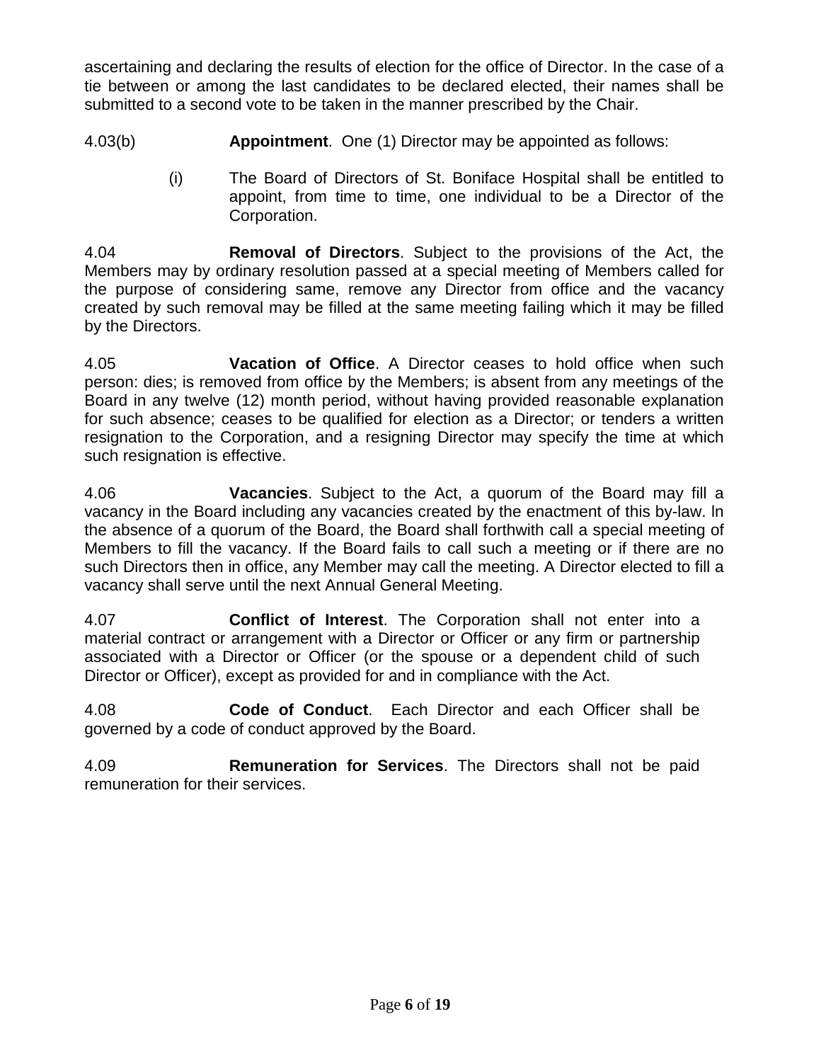ascertaining and declaring the results of election for the office of Director. In the case of a tie between or among the last candidates to be declared elected, their names shall be submitted to a second vote to be taken in the manner prescribed by the Chair.

4.03(b) **Appointment**. One (1) Director may be appointed as follows:

(i) The Board of Directors of St. Boniface Hospital shall be entitled to appoint, from time to time, one individual to be a Director of the Corporation.

4.04 **Removal of Directors**. Subject to the provisions of the Act, the Members may by ordinary resolution passed at a special meeting of Members called for the purpose of considering same, remove any Director from office and the vacancy created by such removal may be filled at the same meeting failing which it may be filled by the Directors.

4.05 **Vacation of Office**. A Director ceases to hold office when such person: dies; is removed from office by the Members; is absent from any meetings of the Board in any twelve (12) month period, without having provided reasonable explanation for such absence; ceases to be qualified for election as a Director; or tenders a written resignation to the Corporation, and a resigning Director may specify the time at which such resignation is effective.

4.06 **Vacancies**. Subject to the Act, a quorum of the Board may fill a vacancy in the Board including any vacancies created by the enactment of this by-law. In the absence of a quorum of the Board, the Board shall forthwith call a special meeting of Members to fill the vacancy. If the Board fails to call such a meeting or if there are no such Directors then in office, any Member may call the meeting. A Director elected to fill a vacancy shall serve until the next Annual General Meeting.

4.07 **Conflict of Interest**. The Corporation shall not enter into a material contract or arrangement with a Director or Officer or any firm or partnership associated with a Director or Officer (or the spouse or a dependent child of such Director or Officer), except as provided for and in compliance with the Act.

4.08 **Code of Conduct**. Each Director and each Officer shall be governed by a code of conduct approved by the Board.

4.09 **Remuneration for Services**. The Directors shall not be paid remuneration for their services.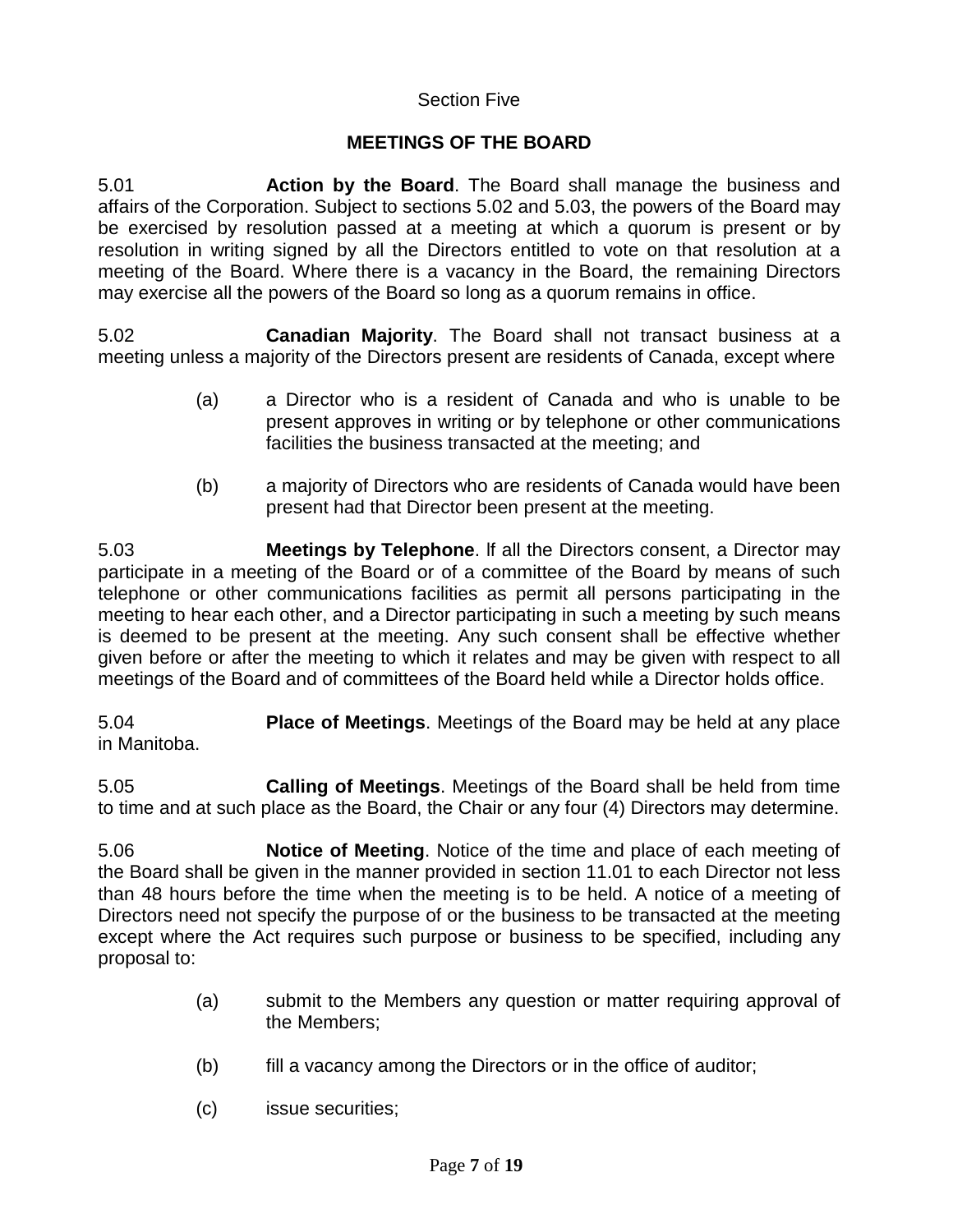## Section Five

## MEETINGS OF THE BOARD

5.01 **Action by the Board**. The Board shall manage the business and affairs of the Corporation. Subject to sections 5.02 and 5.03, the powers of the Board may be exercised by resolution passed at a meeting at which a quorum is present or by resolution in writing signed by all the Directors entitled to vote on that resolution at a meeting of the Board. Where there is a vacancy in the Board, the remaining Directors may exercise all the powers of the Board so long as a quorum remains in office.

5.02 **Canadian Majority**. The Board shall not transact business at a meeting unless a majority of the Directors present are residents of Canada, except where

(a) a Director who is a resident of Canada and who is unable to be present approves in writing or by telephone or other communications facilities the business transacted at the meeting; and

(b) a majority of Directors who are residents of Canada would have been present had that Director been present at the meeting.

5.03 **Meetings by Telephone**. If all the Directors consent, a Director may participate in a meeting of the Board or of a committee of the Board by means of such telephone or other communications facilities as permit all persons participating in the meeting to hear each other, and a Director participating in such a meeting by such means is deemed to be present at the meeting. Any such consent shall be effective whether given before or after the meeting to which it relates and may be given with respect to all meetings of the Board and of committees of the Board held while a Director holds office.

5.04 **Place of Meetings**. Meetings of the Board may be held at any place in Manitoba.

5.05 **Calling of Meetings**. Meetings of the Board shall be held from time to time and at such place as the Board, the Chair or any four (4) Directors may determine.

5.06 **Notice of Meeting**. Notice of the time and place of each meeting of the Board shall be given in the manner provided in section 11.01 to each Director not less than 48 hours before the time when the meeting is to be held. A notice of a meeting of Directors need not specify the purpose of or the business to be transacted at the meeting except where the Act requires such purpose or business to be specified, including any proposal to:

(a) submit to the Members any question or matter requiring approval of the Members;

(b) fill a vacancy among the Directors or in the office of auditor;

(c) issue securities;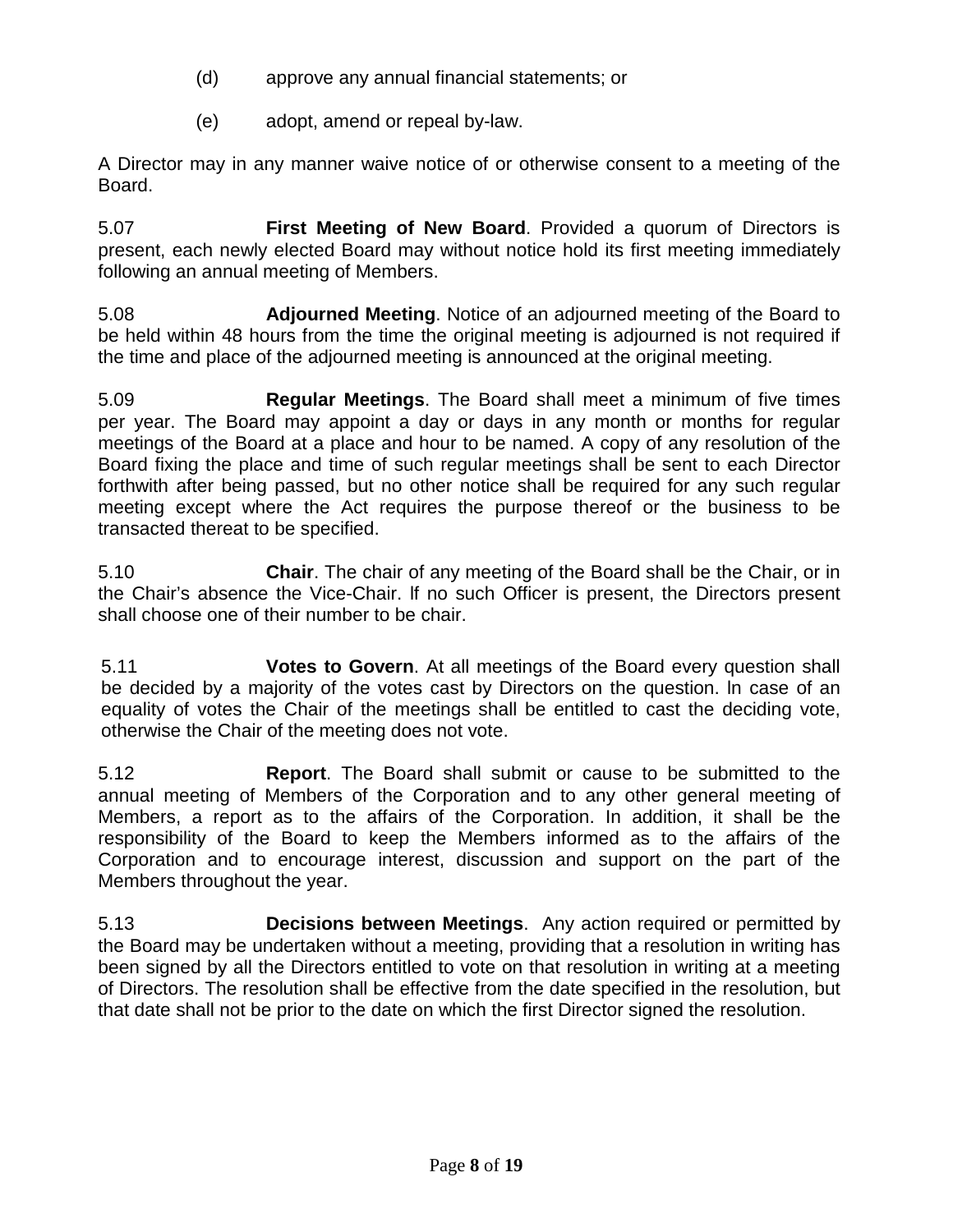(d) approve any annual financial statements; or

(e) adopt, amend or repeal by-law.

A Director may in any manner waive notice of or otherwise consent to a meeting of the Board.

5.07 **First Meeting of New Board**. Provided a quorum of Directors is present, each newly elected Board may without notice hold its first meeting immediately following an annual meeting of Members.

5.08 **Adjourned Meeting**. Notice of an adjourned meeting of the Board to be held within 48 hours from the time the original meeting is adjourned is not required if the time and place of the adjourned meeting is announced at the original meeting.

5.09 **Regular Meetings**. The Board shall meet a minimum of five times per year. The Board may appoint a day or days in any month or months for regular meetings of the Board at a place and hour to be named. A copy of any resolution of the Board fixing the place and time of such regular meetings shall be sent to each Director forthwith after being passed, but no other notice shall be required for any such regular meeting except where the Act requires the purpose thereof or the business to be transacted thereat to be specified.

5.10 **Chair**. The chair of any meeting of the Board shall be the Chair, or in the Chair's absence the Vice-Chair. lf no such Officer is present, the Directors present shall choose one of their number to be chair.

5.11 **Votes to Govern**. At all meetings of the Board every question shall be decided by a majority of the votes cast by Directors on the question. ln case of an equality of votes the Chair of the meetings shall be entitled to cast the deciding vote, otherwise the Chair of the meeting does not vote.

5.12 **Report**. The Board shall submit or cause to be submitted to the annual meeting of Members of the Corporation and to any other general meeting of Members, a report as to the affairs of the Corporation. In addition, it shall be the responsibility of the Board to keep the Members informed as to the affairs of the Corporation and to encourage interest, discussion and support on the part of the Members throughout the year.

5.13 **Decisions between Meetings**. Any action required or permitted by the Board may be undertaken without a meeting, providing that a resolution in writing has been signed by all the Directors entitled to vote on that resolution in writing at a meeting of Directors. The resolution shall be effective from the date specified in the resolution, but that date shall not be prior to the date on which the first Director signed the resolution.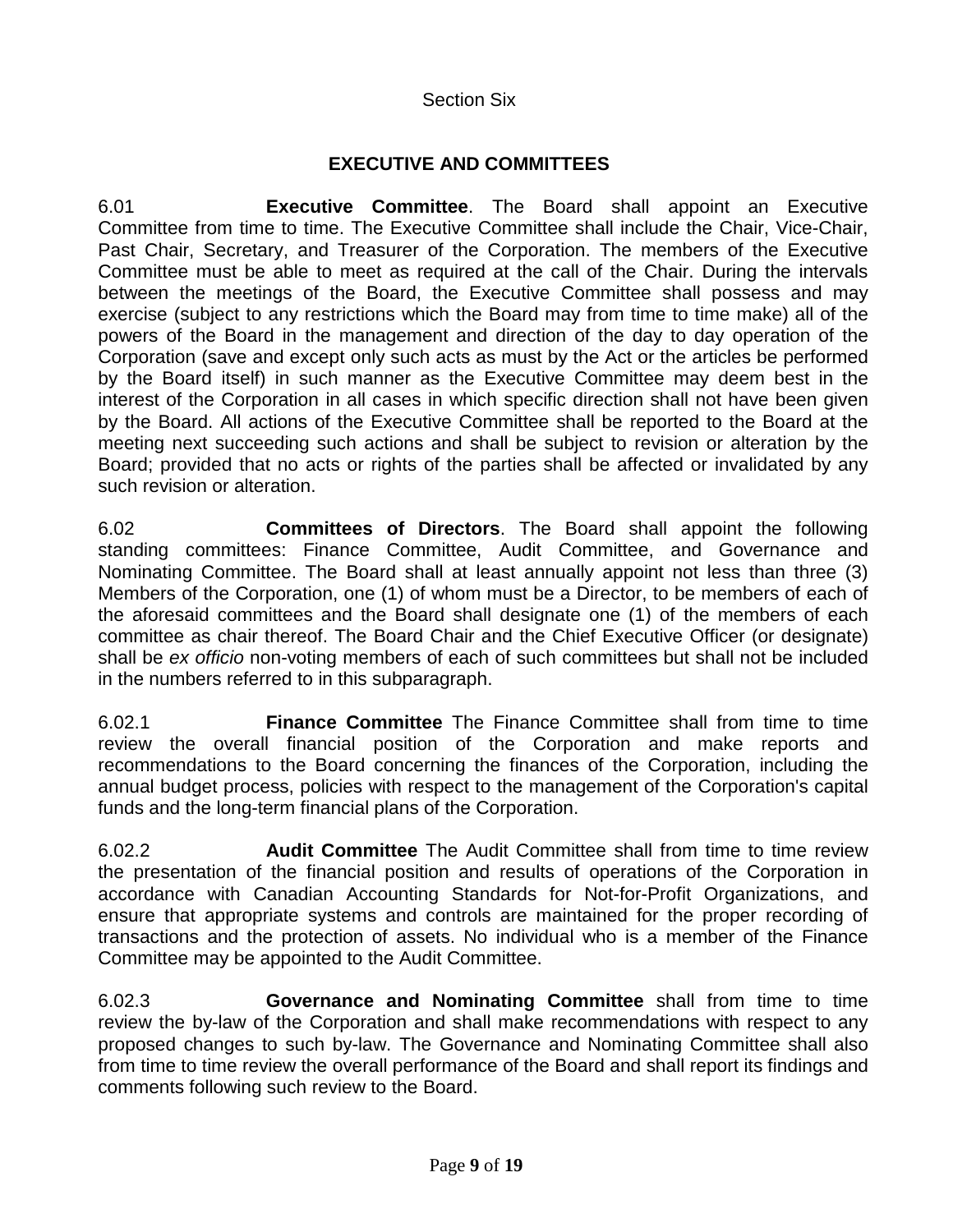Section Six

## EXECUTIVE AND COMMITTEES

6.01 **Executive Committee**. The Board shall appoint an Executive Committee from time to time. The Executive Committee shall include the Chair, Vice-Chair, Past Chair, Secretary, and Treasurer of the Corporation. The members of the Executive Committee must be able to meet as required at the call of the Chair. During the intervals between the meetings of the Board, the Executive Committee shall possess and may exercise (subject to any restrictions which the Board may from time to time make) all of the powers of the Board in the management and direction of the day to day operation of the Corporation (save and except only such acts as must by the Act or the articles be performed by the Board itself) in such manner as the Executive Committee may deem best in the interest of the Corporation in all cases in which specific direction shall not have been given by the Board. All actions of the Executive Committee shall be reported to the Board at the meeting next succeeding such actions and shall be subject to revision or alteration by the Board; provided that no acts or rights of the parties shall be affected or invalidated by any such revision or alteration.

6.02 **Committees of Directors**. The Board shall appoint the following standing committees: Finance Committee, Audit Committee, and Governance and Nominating Committee. The Board shall at least annually appoint not less than three (3) Members of the Corporation, one (1) of whom must be a Director, to be members of each of the aforesaid committees and the Board shall designate one (1) of the members of each committee as chair thereof. The Board Chair and the Chief Executive Officer (or designate) shall be *ex officio* non-voting members of each of such committees but shall not be included in the numbers referred to in this subparagraph.

6.02.1 **Finance Committee** The Finance Committee shall from time to time review the overall financial position of the Corporation and make reports and recommendations to the Board concerning the finances of the Corporation, including the annual budget process, policies with respect to the management of the Corporation's capital funds and the long-term financial plans of the Corporation.

6.02.2 **Audit Committee** The Audit Committee shall from time to time review the presentation of the financial position and results of operations of the Corporation in accordance with Canadian Accounting Standards for Not-for-Profit Organizations, and ensure that appropriate systems and controls are maintained for the proper recording of transactions and the protection of assets. No individual who is a member of the Finance Committee may be appointed to the Audit Committee.

6.02.3 **Governance and Nominating Committee** shall from time to time review the by-law of the Corporation and shall make recommendations with respect to any proposed changes to such by-law. The Governance and Nominating Committee shall also from time to time review the overall performance of the Board and shall report its findings and comments following such review to the Board.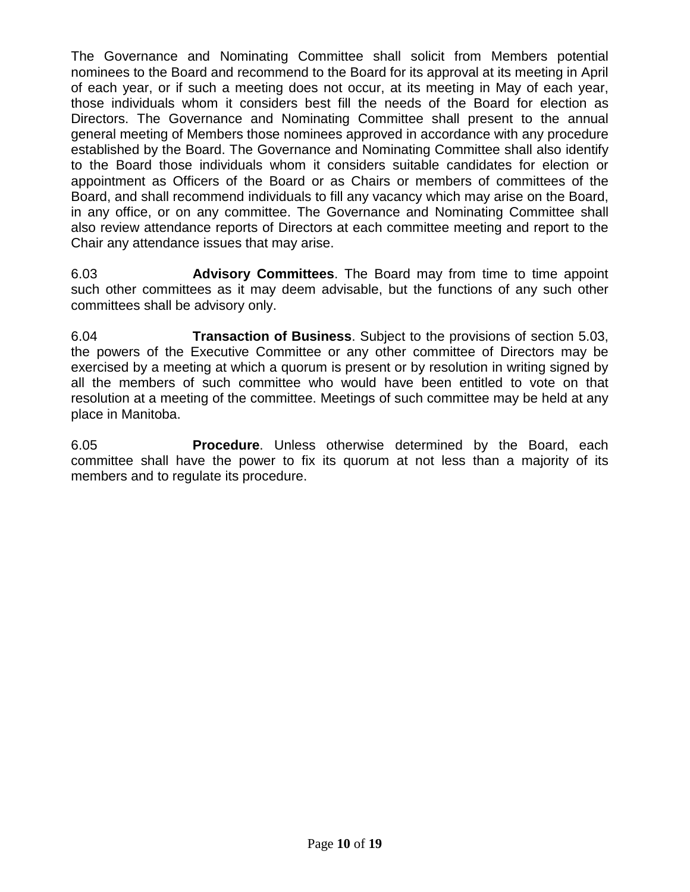The Governance and Nominating Committee shall solicit from Members potential nominees to the Board and recommend to the Board for its approval at its meeting in April of each year, or if such a meeting does not occur, at its meeting in May of each year, those individuals whom it considers best fill the needs of the Board for election as Directors. The Governance and Nominating Committee shall present to the annual general meeting of Members those nominees approved in accordance with any procedure established by the Board. The Governance and Nominating Committee shall also identify to the Board those individuals whom it considers suitable candidates for election or appointment as Officers of the Board or as Chairs or members of committees of the Board, and shall recommend individuals to fill any vacancy which may arise on the Board, in any office, or on any committee. The Governance and Nominating Committee shall also review attendance reports of Directors at each committee meeting and report to the Chair any attendance issues that may arise.

6.03 **Advisory Committees**. The Board may from time to time appoint such other committees as it may deem advisable, but the functions of any such other committees shall be advisory only.

6.04 **Transaction of Business**. Subject to the provisions of section 5.03, the powers of the Executive Committee or any other committee of Directors may be exercised by a meeting at which a quorum is present or by resolution in writing signed by all the members of such committee who would have been entitled to vote on that resolution at a meeting of the committee. Meetings of such committee may be held at any place in Manitoba.

6.05 **Procedure**. Unless otherwise determined by the Board, each committee shall have the power to fix its quorum at not less than a majority of its members and to regulate its procedure.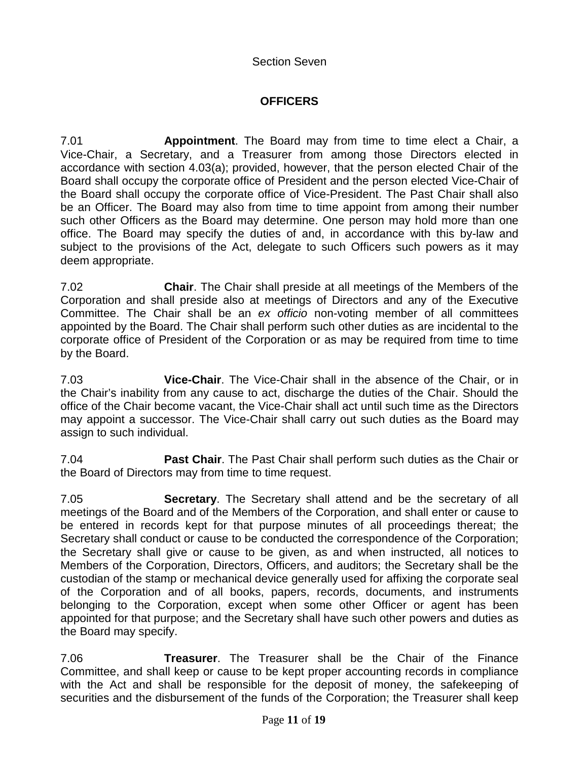Section Seven

## OFFICERS

7.01 **Appointment**. The Board may from time to time elect a Chair, a Vice-Chair, a Secretary, and a Treasurer from among those Directors elected in accordance with section 4.03(a); provided, however, that the person elected Chair of the Board shall occupy the corporate office of President and the person elected Vice-Chair of the Board shall occupy the corporate office of Vice-President. The Past Chair shall also be an Officer. The Board may also from time to time appoint from among their number such other Officers as the Board may determine. One person may hold more than one office. The Board may specify the duties of and, in accordance with this by-law and subject to the provisions of the Act, delegate to such Officers such powers as it may deem appropriate.

7.02 **Chair**. The Chair shall preside at all meetings of the Members of the Corporation and shall preside also at meetings of Directors and any of the Executive Committee. The Chair shall be an *ex officio* non-voting member of all committees appointed by the Board. The Chair shall perform such other duties as are incidental to the corporate office of President of the Corporation or as may be required from time to time by the Board.

7.03 **Vice-Chair**. The Vice-Chair shall in the absence of the Chair, or in the Chair's inability from any cause to act, discharge the duties of the Chair. Should the office of the Chair become vacant, the Vice-Chair shall act until such time as the Directors may appoint a successor. The Vice-Chair shall carry out such duties as the Board may assign to such individual.

7.04 **Past Chair**. The Past Chair shall perform such duties as the Chair or the Board of Directors may from time to time request.

7.05 **Secretary**. The Secretary shall attend and be the secretary of all meetings of the Board and of the Members of the Corporation, and shall enter or cause to be entered in records kept for that purpose minutes of all proceedings thereat; the Secretary shall conduct or cause to be conducted the correspondence of the Corporation; the Secretary shall give or cause to be given, as and when instructed, all notices to Members of the Corporation, Directors, Officers, and auditors; the Secretary shall be the custodian of the stamp or mechanical device generally used for affixing the corporate seal of the Corporation and of all books, papers, records, documents, and instruments belonging to the Corporation, except when some other Officer or agent has been appointed for that purpose; and the Secretary shall have such other powers and duties as the Board may specify.

7.06 **Treasurer**. The Treasurer shall be the Chair of the Finance Committee, and shall keep or cause to be kept proper accounting records in compliance with the Act and shall be responsible for the deposit of money, the safekeeping of securities and the disbursement of the funds of the Corporation; the Treasurer shall keep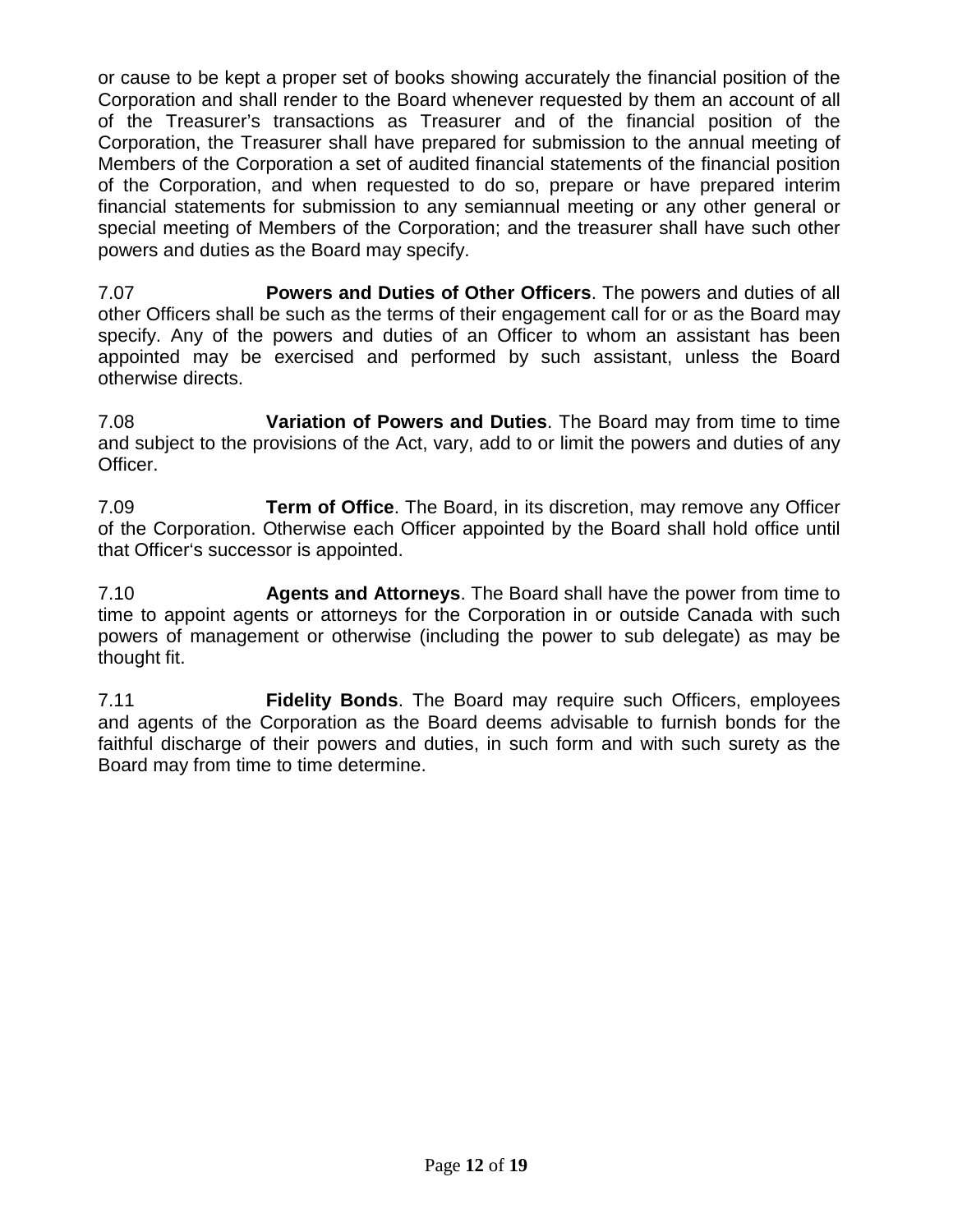or cause to be kept a proper set of books showing accurately the financial position of the Corporation and shall render to the Board whenever requested by them an account of all of the Treasurer's transactions as Treasurer and of the financial position of the Corporation, the Treasurer shall have prepared for submission to the annual meeting of Members of the Corporation a set of audited financial statements of the financial position of the Corporation, and when requested to do so, prepare or have prepared interim financial statements for submission to any semiannual meeting or any other general or special meeting of Members of the Corporation; and the treasurer shall have such other powers and duties as the Board may specify.

7.07 **Powers and Duties of Other Officers**. The powers and duties of all other Officers shall be such as the terms of their engagement call for or as the Board may specify. Any of the powers and duties of an Officer to whom an assistant has been appointed may be exercised and performed by such assistant, unless the Board otherwise directs.

7.08 **Variation of Powers and Duties**. The Board may from time to time and subject to the provisions of the Act, vary, add to or limit the powers and duties of any Officer.

7.09 **Term of Office**. The Board, in its discretion, may remove any Officer of the Corporation. Otherwise each Officer appointed by the Board shall hold office until that Officer's successor is appointed.

7.10 **Agents and Attorneys**. The Board shall have the power from time to time to appoint agents or attorneys for the Corporation in or outside Canada with such powers of management or otherwise (including the power to sub delegate) as may be thought fit.

7.11 **Fidelity Bonds**. The Board may require such Officers, employees and agents of the Corporation as the Board deems advisable to furnish bonds for the faithful discharge of their powers and duties, in such form and with such surety as the Board may from time to time determine.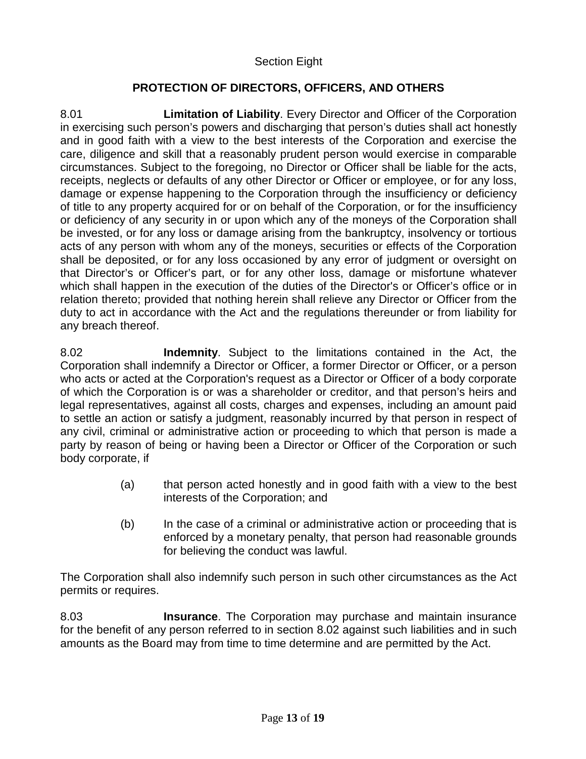Section Eight

## PROTECTION OF DIRECTORS, OFFICERS, AND OTHERS

8.01 **Limitation of Liability**. Every Director and Officer of the Corporation in exercising such person's powers and discharging that person's duties shall act honestly and in good faith with a view to the best interests of the Corporation and exercise the care, diligence and skill that a reasonably prudent person would exercise in comparable circumstances. Subject to the foregoing, no Director or Officer shall be liable for the acts, receipts, neglects or defaults of any other Director or Officer or employee, or for any loss, damage or expense happening to the Corporation through the insufficiency or deficiency of title to any property acquired for or on behalf of the Corporation, or for the insufficiency or deficiency of any security in or upon which any of the moneys of the Corporation shall be invested, or for any loss or damage arising from the bankruptcy, insolvency or tortious acts of any person with whom any of the moneys, securities or effects of the Corporation shall be deposited, or for any loss occasioned by any error of judgment or oversight on that Director's or Officer's part, or for any other loss, damage or misfortune whatever which shall happen in the execution of the duties of the Director's or Officer's office or in relation thereto; provided that nothing herein shall relieve any Director or Officer from the duty to act in accordance with the Act and the regulations thereunder or from liability for any breach thereof.

8.02 **Indemnity**. Subject to the limitations contained in the Act, the Corporation shall indemnify a Director or Officer, a former Director or Officer, or a person who acts or acted at the Corporation's request as a Director or Officer of a body corporate of which the Corporation is or was a shareholder or creditor, and that person's heirs and legal representatives, against all costs, charges and expenses, including an amount paid to settle an action or satisfy a judgment, reasonably incurred by that person in respect of any civil, criminal or administrative action or proceeding to which that person is made a party by reason of being or having been a Director or Officer of the Corporation or such body corporate, if

(a) that person acted honestly and in good faith with a view to the best interests of the Corporation; and

(b) In the case of a criminal or administrative action or proceeding that is enforced by a monetary penalty, that person had reasonable grounds for believing the conduct was lawful.

The Corporation shall also indemnify such person in such other circumstances as the Act permits or requires.

8.03 **Insurance**. The Corporation may purchase and maintain insurance for the benefit of any person referred to in section 8.02 against such liabilities and in such amounts as the Board may from time to time determine and are permitted by the Act.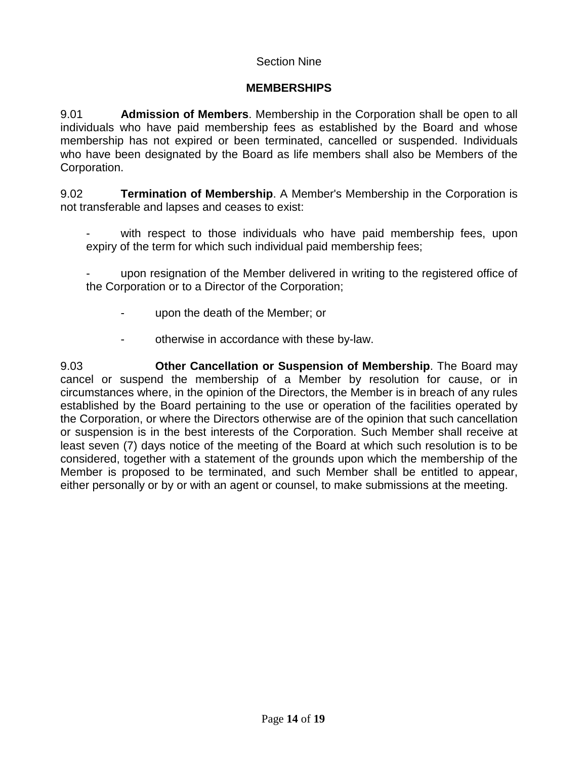Section Nine

## MEMBERSHIPS

9.01 **Admission of Members**. Membership in the Corporation shall be open to all individuals who have paid membership fees as established by the Board and whose membership has not expired or been terminated, cancelled or suspended. Individuals who have been designated by the Board as life members shall also be Members of the Corporation.

9.02 **Termination of Membership**. A Member's Membership in the Corporation is not transferable and lapses and ceases to exist:

- with respect to those individuals who have paid membership fees, upon expiry of the term for which such individual paid membership fees;
- upon resignation of the Member delivered in writing to the registered office of the Corporation or to a Director of the Corporation;
- upon the death of the Member; or
- otherwise in accordance with these by-law.

9.03 **Other Cancellation or Suspension of Membership**. The Board may cancel or suspend the membership of a Member by resolution for cause, or in circumstances where, in the opinion of the Directors, the Member is in breach of any rules established by the Board pertaining to the use or operation of the facilities operated by the Corporation, or where the Directors otherwise are of the opinion that such cancellation or suspension is in the best interests of the Corporation. Such Member shall receive at least seven (7) days notice of the meeting of the Board at which such resolution is to be considered, together with a statement of the grounds upon which the membership of the Member is proposed to be terminated, and such Member shall be entitled to appear, either personally or by or with an agent or counsel, to make submissions at the meeting.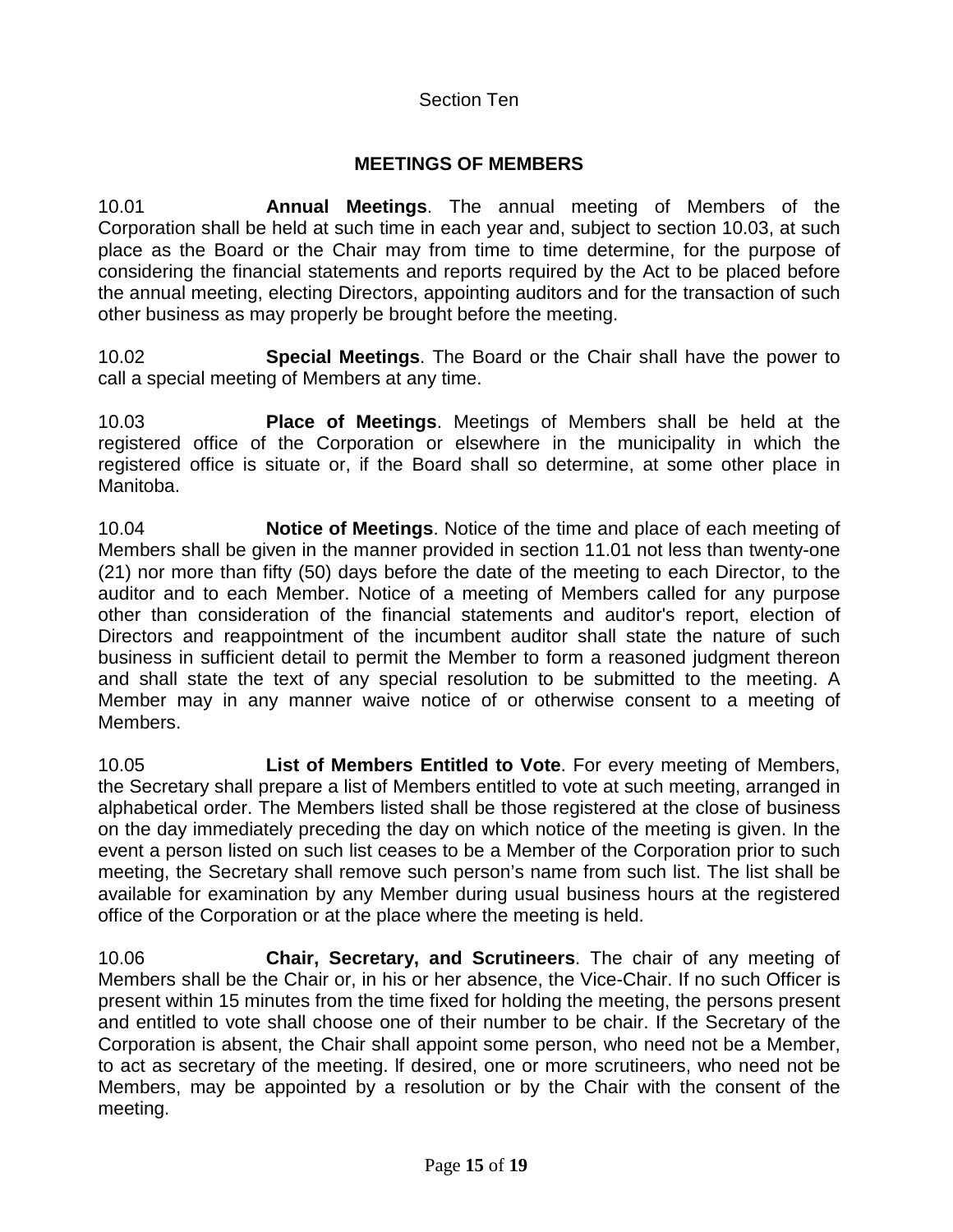Section Ten

## MEETINGS OF MEMBERS

10.01 **Annual Meetings**. The annual meeting of Members of the Corporation shall be held at such time in each year and, subject to section 10.03, at such place as the Board or the Chair may from time to time determine, for the purpose of considering the financial statements and reports required by the Act to be placed before the annual meeting, electing Directors, appointing auditors and for the transaction of such other business as may properly be brought before the meeting.

10.02 **Special Meetings**. The Board or the Chair shall have the power to call a special meeting of Members at any time.

10.03 **Place of Meetings**. Meetings of Members shall be held at the registered office of the Corporation or elsewhere in the municipality in which the registered office is situate or, if the Board shall so determine, at some other place in Manitoba.

10.04 **Notice of Meetings**. Notice of the time and place of each meeting of Members shall be given in the manner provided in section 11.01 not less than twenty-one (21) nor more than fifty (50) days before the date of the meeting to each Director, to the auditor and to each Member. Notice of a meeting of Members called for any purpose other than consideration of the financial statements and auditor's report, election of Directors and reappointment of the incumbent auditor shall state the nature of such business in sufficient detail to permit the Member to form a reasoned judgment thereon and shall state the text of any special resolution to be submitted to the meeting. A Member may in any manner waive notice of or otherwise consent to a meeting of Members.

10.05 **List of Members Entitled to Vote**. For every meeting of Members, the Secretary shall prepare a list of Members entitled to vote at such meeting, arranged in alphabetical order. The Members listed shall be those registered at the close of business on the day immediately preceding the day on which notice of the meeting is given. In the event a person listed on such list ceases to be a Member of the Corporation prior to such meeting, the Secretary shall remove such person's name from such list. The list shall be available for examination by any Member during usual business hours at the registered office of the Corporation or at the place where the meeting is held.

10.06 **Chair, Secretary, and Scrutineers**. The chair of any meeting of Members shall be the Chair or, in his or her absence, the Vice-Chair. If no such Officer is present within 15 minutes from the time fixed for holding the meeting, the persons present and entitled to vote shall choose one of their number to be chair. If the Secretary of the Corporation is absent, the Chair shall appoint some person, who need not be a Member, to act as secretary of the meeting. If desired, one or more scrutineers, who need not be Members, may be appointed by a resolution or by the Chair with the consent of the meeting.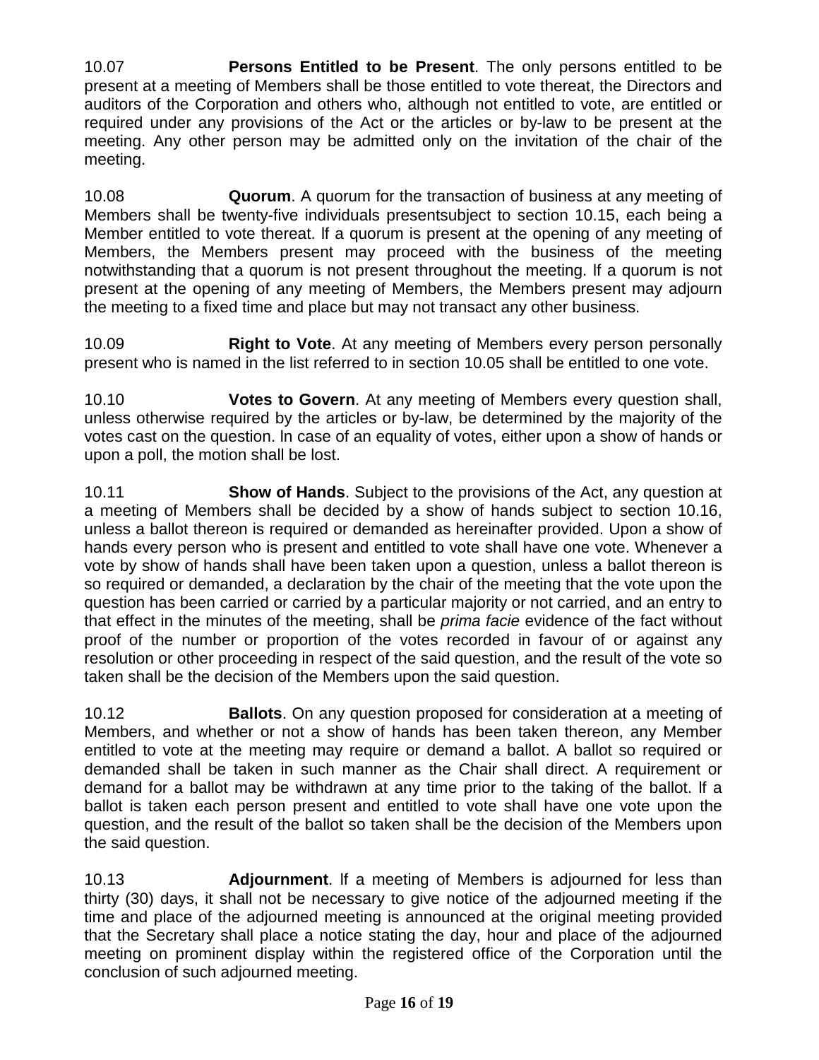10.07 **Persons Entitled to be Present**. The only persons entitled to be present at a meeting of Members shall be those entitled to vote thereat, the Directors and auditors of the Corporation and others who, although not entitled to vote, are entitled or required under any provisions of the Act or the articles or by-law to be present at the meeting. Any other person may be admitted only on the invitation of the chair of the meeting.

10.08 **Quorum**. A quorum for the transaction of business at any meeting of Members shall be twenty-five individuals presentsubject to section 10.15, each being a Member entitled to vote thereat. lf a quorum is present at the opening of any meeting of Members, the Members present may proceed with the business of the meeting notwithstanding that a quorum is not present throughout the meeting. lf a quorum is not present at the opening of any meeting of Members, the Members present may adjourn the meeting to a fixed time and place but may not transact any other business.

10.09 **Right to Vote**. At any meeting of Members every person personally present who is named in the list referred to in section 10.05 shall be entitled to one vote.

10.10 **Votes to Govern**. At any meeting of Members every question shall, unless otherwise required by the articles or by-law, be determined by the majority of the votes cast on the question. ln case of an equality of votes, either upon a show of hands or upon a poll, the motion shall be lost.

10.11 **Show of Hands**. Subject to the provisions of the Act, any question at a meeting of Members shall be decided by a show of hands subject to section 10.16, unless a ballot thereon is required or demanded as hereinafter provided. Upon a show of hands every person who is present and entitled to vote shall have one vote. Whenever a vote by show of hands shall have been taken upon a question, unless a ballot thereon is so required or demanded, a declaration by the chair of the meeting that the vote upon the question has been carried or carried by a particular majority or not carried, and an entry to that effect in the minutes of the meeting, shall be *prima facie* evidence of the fact without proof of the number or proportion of the votes recorded in favour of or against any resolution or other proceeding in respect of the said question, and the result of the vote so taken shall be the decision of the Members upon the said question.

10.12 **Ballots**. On any question proposed for consideration at a meeting of Members, and whether or not a show of hands has been taken thereon, any Member entitled to vote at the meeting may require or demand a ballot. A ballot so required or demanded shall be taken in such manner as the Chair shall direct. A requirement or demand for a ballot may be withdrawn at any time prior to the taking of the ballot. lf a ballot is taken each person present and entitled to vote shall have one vote upon the question, and the result of the ballot so taken shall be the decision of the Members upon the said question.

10.13 **Adjournment**. lf a meeting of Members is adjourned for less than thirty (30) days, it shall not be necessary to give notice of the adjourned meeting if the time and place of the adjourned meeting is announced at the original meeting provided that the Secretary shall place a notice stating the day, hour and place of the adjourned meeting on prominent display within the registered office of the Corporation until the conclusion of such adjourned meeting.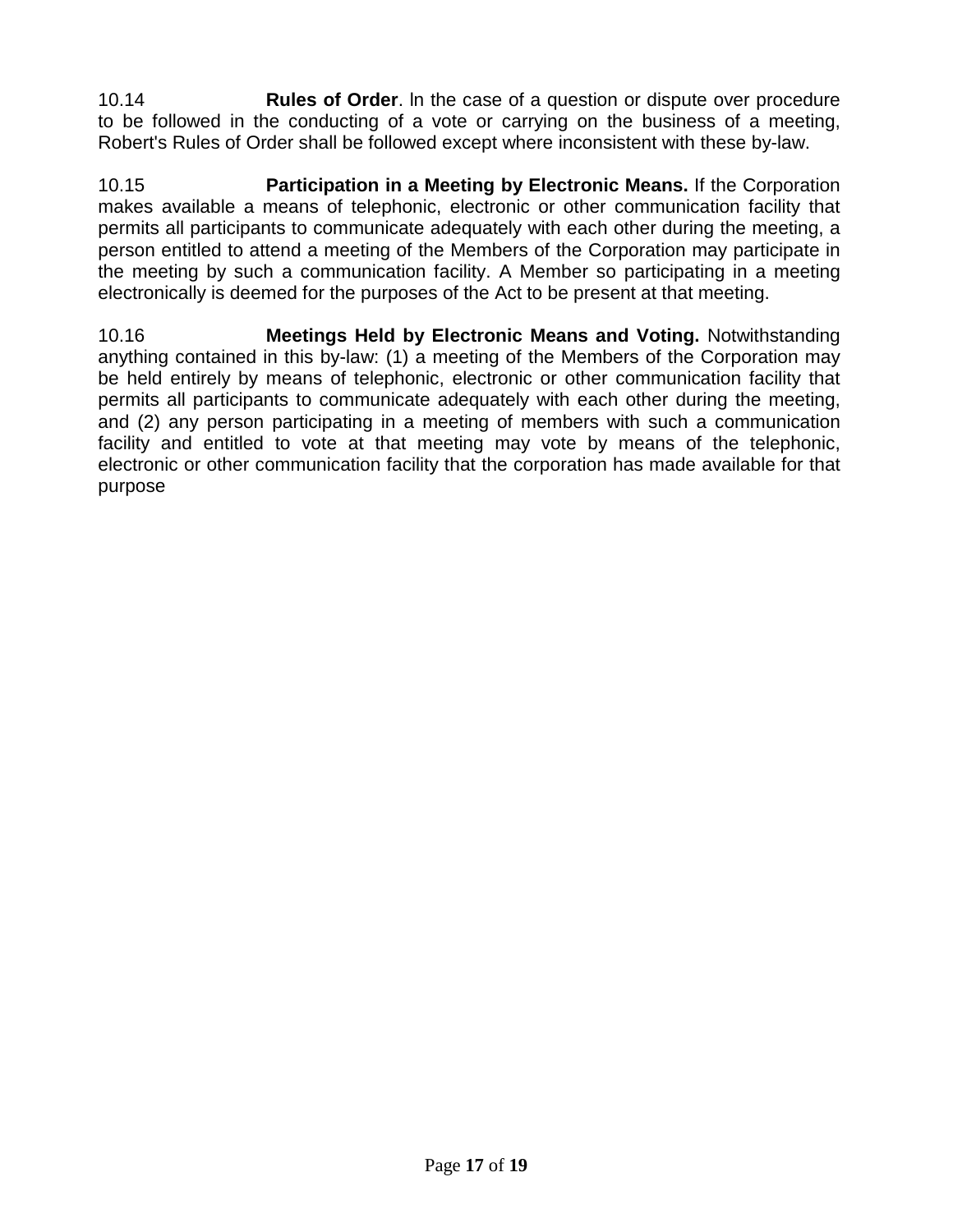10.14 **Rules of Order**. In the case of a question or dispute over procedure to be followed in the conducting of a vote or carrying on the business of a meeting, Robert's Rules of Order shall be followed except where inconsistent with these by-law.

10.15 **Participation in a Meeting by Electronic Means.** If the Corporation makes available a means of telephonic, electronic or other communication facility that permits all participants to communicate adequately with each other during the meeting, a person entitled to attend a meeting of the Members of the Corporation may participate in the meeting by such a communication facility. A Member so participating in a meeting electronically is deemed for the purposes of the Act to be present at that meeting.

10.16 **Meetings Held by Electronic Means and Voting.** Notwithstanding anything contained in this by-law: (1) a meeting of the Members of the Corporation may be held entirely by means of telephonic, electronic or other communication facility that permits all participants to communicate adequately with each other during the meeting, and (2) any person participating in a meeting of members with such a communication facility and entitled to vote at that meeting may vote by means of the telephonic, electronic or other communication facility that the corporation has made available for that purpose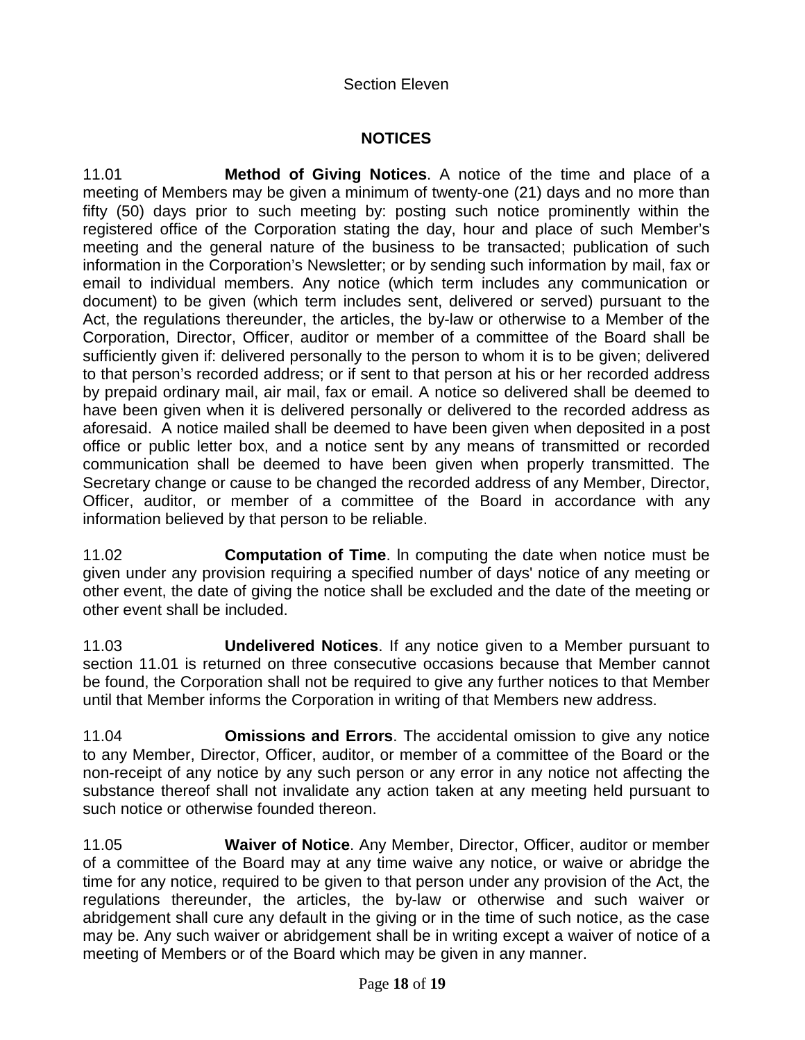Section Eleven

## NOTICES

11.01 **Method of Giving Notices**. A notice of the time and place of a meeting of Members may be given a minimum of twenty-one (21) days and no more than fifty (50) days prior to such meeting by: posting such notice prominently within the registered office of the Corporation stating the day, hour and place of such Member's meeting and the general nature of the business to be transacted; publication of such information in the Corporation's Newsletter; or by sending such information by mail, fax or email to individual members. Any notice (which term includes any communication or document) to be given (which term includes sent, delivered or served) pursuant to the Act, the regulations thereunder, the articles, the by-law or otherwise to a Member of the Corporation, Director, Officer, auditor or member of a committee of the Board shall be sufficiently given if: delivered personally to the person to whom it is to be given; delivered to that person's recorded address; or if sent to that person at his or her recorded address by prepaid ordinary mail, air mail, fax or email. A notice so delivered shall be deemed to have been given when it is delivered personally or delivered to the recorded address as aforesaid. A notice mailed shall be deemed to have been given when deposited in a post office or public letter box, and a notice sent by any means of transmitted or recorded communication shall be deemed to have been given when properly transmitted. The Secretary change or cause to be changed the recorded address of any Member, Director, Officer, auditor, or member of a committee of the Board in accordance with any information believed by that person to be reliable.

11.02 **Computation of Time**. In computing the date when notice must be given under any provision requiring a specified number of days' notice of any meeting or other event, the date of giving the notice shall be excluded and the date of the meeting or other event shall be included.

11.03 **Undelivered Notices**. If any notice given to a Member pursuant to section 11.01 is returned on three consecutive occasions because that Member cannot be found, the Corporation shall not be required to give any further notices to that Member until that Member informs the Corporation in writing of that Members new address.

11.04 **Omissions and Errors**. The accidental omission to give any notice to any Member, Director, Officer, auditor, or member of a committee of the Board or the non-receipt of any notice by any such person or any error in any notice not affecting the substance thereof shall not invalidate any action taken at any meeting held pursuant to such notice or otherwise founded thereon.

11.05 **Waiver of Notice**. Any Member, Director, Officer, auditor or member of a committee of the Board may at any time waive any notice, or waive or abridge the time for any notice, required to be given to that person under any provision of the Act, the regulations thereunder, the articles, the by-law or otherwise and such waiver or abridgement shall cure any default in the giving or in the time of such notice, as the case may be. Any such waiver or abridgement shall be in writing except a waiver of notice of a meeting of Members or of the Board which may be given in any manner.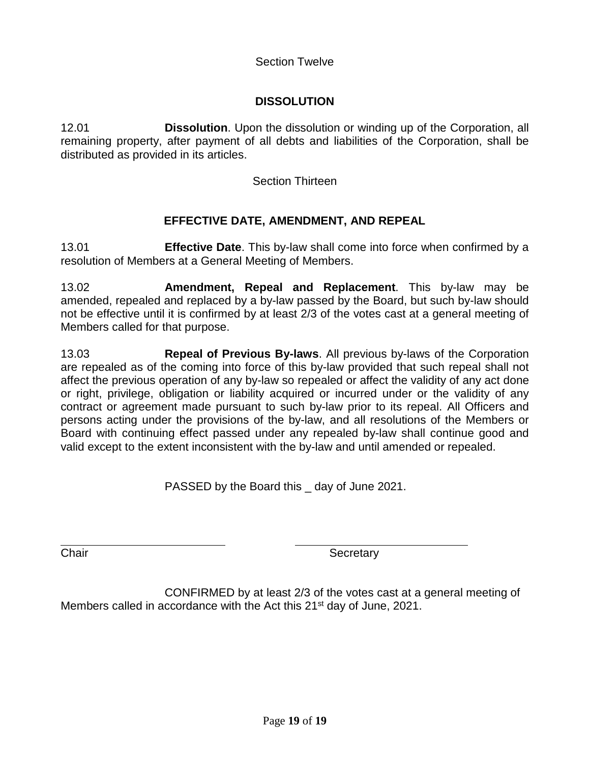Section Twelve

## DISSOLUTION

12.01 **Dissolution**. Upon the dissolution or winding up of the Corporation, all remaining property, after payment of all debts and liabilities of the Corporation, shall be distributed as provided in its articles.

Section Thirteen

## EFFECTIVE DATE, AMENDMENT, AND REPEAL

13.01 **Effective Date**. This by-law shall come into force when confirmed by a resolution of Members at a General Meeting of Members.

13.02 **Amendment, Repeal and Replacement**. This by-law may be amended, repealed and replaced by a by-law passed by the Board, but such by-law should not be effective until it is confirmed by at least 2/3 of the votes cast at a general meeting of Members called for that purpose.

13.03 **Repeal of Previous By-laws**. All previous by-laws of the Corporation are repealed as of the coming into force of this by-law provided that such repeal shall not affect the previous operation of any by-law so repealed or affect the validity of any act done or right, privilege, obligation or liability acquired or incurred under or the validity of any contract or agreement made pursuant to such by-law prior to its repeal. All Officers and persons acting under the provisions of the by-law, and all resolutions of the Members or Board with continuing effect passed under any repealed by-law shall continue good and valid except to the extent inconsistent with the by-law and until amended or repealed.

PASSED by the Board this _ day of June 2021.

Chair

Secretary

CONFIRMED by at least 2/3 of the votes cast at a general meeting of Members called in accordance with the Act this 21st day of June, 2021.